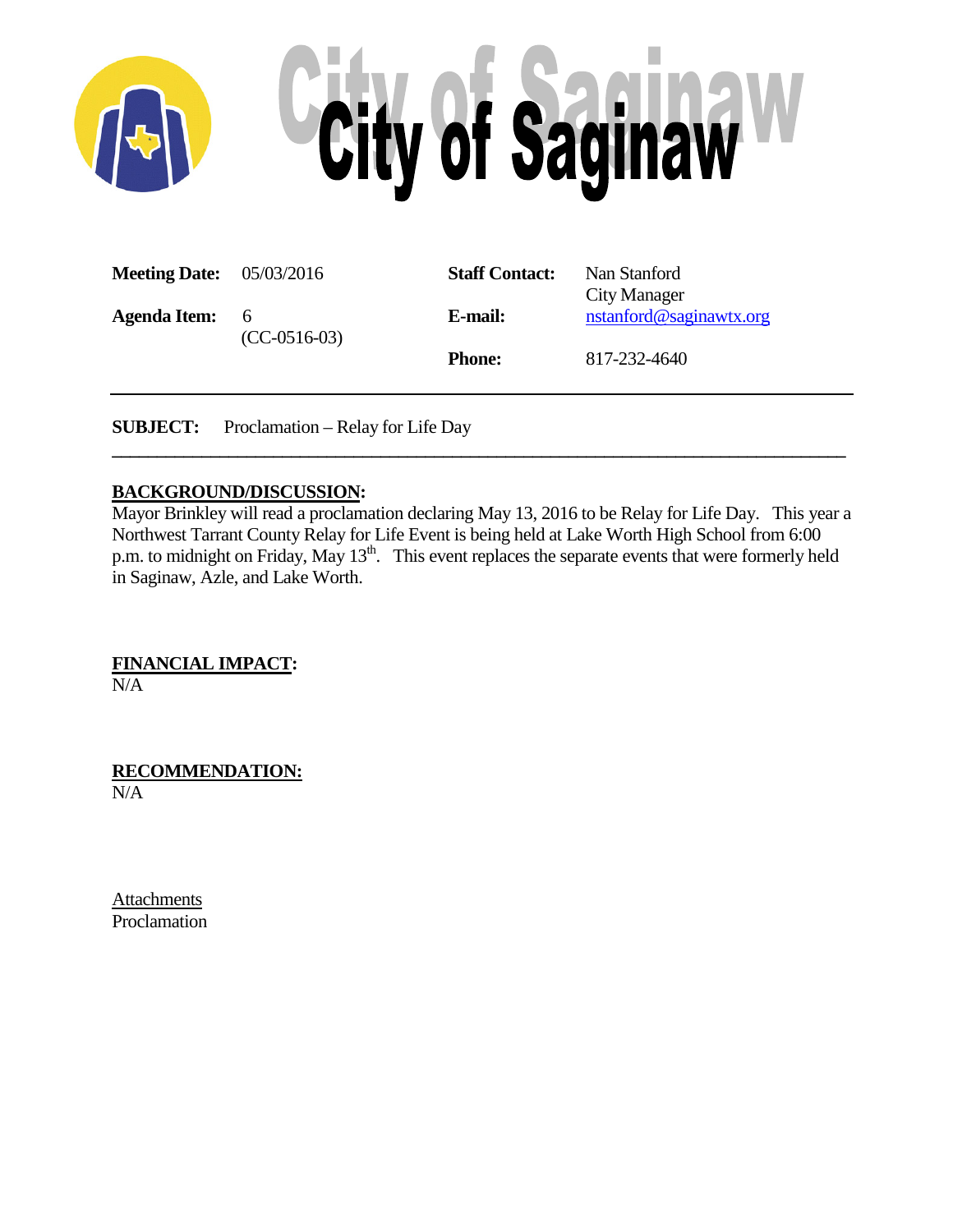# City of Saginaw

| | | | |
|---|---|---|---|
| **Meeting Date:** | 05/03/2016 | **Staff Contact:** | Nan Stanford<br>City Manager |
| **Agenda Item:** | 6<br>(CC-0516-03) | **E-mail:** | nstanford@saginawtx.org |
| | | **Phone:** | 817-232-4640 |

---

**SUBJECT:** Proclamation – Relay for Life Day

---

**BACKGROUND/DISCUSSION:**

Mayor Brinkley will read a proclamation declaring May 13, 2016 to be Relay for Life Day. This year a Northwest Tarrant County Relay for Life Event is being held at Lake Worth High School from 6:00 p.m. to midnight on Friday, May 13th. This event replaces the separate events that were formerly held in Saginaw, Azle, and Lake Worth.

**FINANCIAL IMPACT:**

N/A

**RECOMMENDATION:**

N/A

Attachments

Proclamation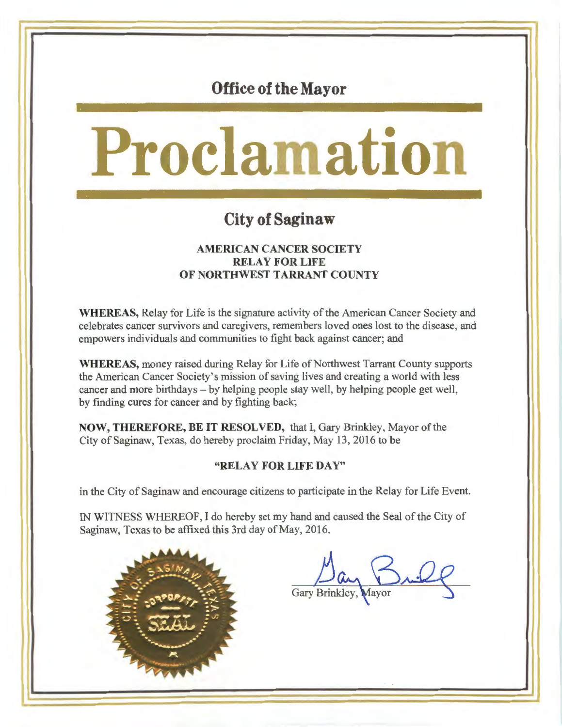## Office of the Mayor

# Proclamation

## City of Saginaw

**AMERICAN CANCER SOCIETY**
**RELAY FOR LIFE**
**OF NORTHWEST TARRANT COUNTY**

**WHEREAS,** Relay for Life is the signature activity of the American Cancer Society and celebrates cancer survivors and caregivers, remembers loved ones lost to the disease, and empowers individuals and communities to fight back against cancer; and

**WHEREAS,** money raised during Relay for Life of Northwest Tarrant County supports the American Cancer Society's mission of saving lives and creating a world with less cancer and more birthdays – by helping people stay well, by helping people get well, by finding cures for cancer and by fighting back;

**NOW, THEREFORE, BE IT RESOLVED,** that I, Gary Brinkley, Mayor of the City of Saginaw, Texas, do hereby proclaim Friday, May 13, 2016 to be

**"RELAY FOR LIFE DAY"**

in the City of Saginaw and encourage citizens to participate in the Relay for Life Event.

IN WITNESS WHEREOF, I do hereby set my hand and caused the Seal of the City of Saginaw, Texas to be affixed this 3rd day of May, 2016.

CITY OF SAGINAW, TEXAS CORPORATE SEAL

Gary Brinkley, Mayor